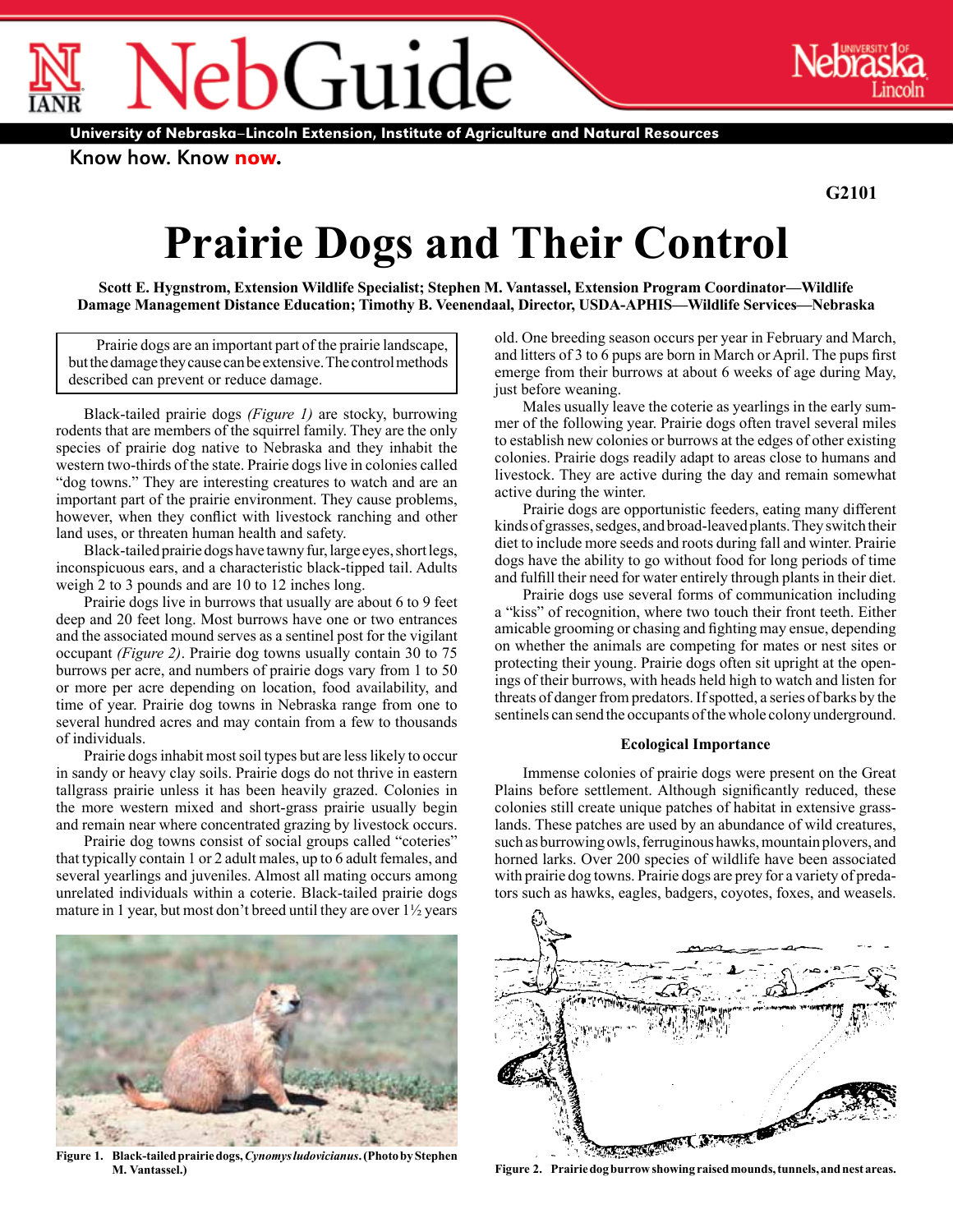# NebGuide

University of Nebraska–Lincoln Extension, Institute of Agriculture and Natural Resources

Know how. Know now.

G2101

# Prairie Dogs and Their Control

**Scott E. Hygnstrom, Extension Wildlife Specialist; Stephen M. Vantassel, Extension Program Coordinator—Wildlife Damage Management Distance Education; Timothy B. Veenendaal, Director, USDA-APHIS—Wildlife Services—Nebraska**

Prairie dogs are an important part of the prairie landscape, but the damage they cause can be extensive. The control methods described can prevent or reduce damage.

Black-tailed prairie dogs *(Figure 1)* are stocky, burrowing rodents that are members of the squirrel family. They are the only species of prairie dog native to Nebraska and they inhabit the western two-thirds of the state. Prairie dogs live in colonies called "dog towns." They are interesting creatures to watch and are an important part of the prairie environment. They cause problems, however, when they conflict with livestock ranching and other land uses, or threaten human health and safety.

Black-tailed prairie dogs have tawny fur, large eyes, short legs, inconspicuous ears, and a characteristic black-tipped tail. Adults weigh 2 to 3 pounds and are 10 to 12 inches long.

Prairie dogs live in burrows that usually are about 6 to 9 feet deep and 20 feet long. Most burrows have one or two entrances and the associated mound serves as a sentinel post for the vigilant occupant *(Figure 2)*. Prairie dog towns usually contain 30 to 75 burrows per acre, and numbers of prairie dogs vary from 1 to 50 or more per acre depending on location, food availability, and time of year. Prairie dog towns in Nebraska range from one to several hundred acres and may contain from a few to thousands of individuals.

Prairie dogs inhabit most soil types but are less likely to occur in sandy or heavy clay soils. Prairie dogs do not thrive in eastern tallgrass prairie unless it has been heavily grazed. Colonies in the more western mixed and short-grass prairie usually begin and remain near where concentrated grazing by livestock occurs.

Prairie dog towns consist of social groups called "coteries" that typically contain 1 or 2 adult males, up to 6 adult females, and several yearlings and juveniles. Almost all mating occurs among unrelated individuals within a coterie. Black-tailed prairie dogs mature in 1 year, but most don't breed until they are over 1½ years old. One breeding season occurs per year in February and March, and litters of 3 to 6 pups are born in March or April. The pups first emerge from their burrows at about 6 weeks of age during May, just before weaning.

Males usually leave the coterie as yearlings in the early summer of the following year. Prairie dogs often travel several miles to establish new colonies or burrows at the edges of other existing colonies. Prairie dogs readily adapt to areas close to humans and livestock. They are active during the day and remain somewhat active during the winter.

Prairie dogs are opportunistic feeders, eating many different kinds of grasses, sedges, and broad-leaved plants. They switch their diet to include more seeds and roots during fall and winter. Prairie dogs have the ability to go without food for long periods of time and fulfill their need for water entirely through plants in their diet.

Prairie dogs use several forms of communication including a "kiss" of recognition, where two touch their front teeth. Either amicable grooming or chasing and fighting may ensue, depending on whether the animals are competing for mates or nest sites or protecting their young. Prairie dogs often sit upright at the openings of their burrows, with heads held high to watch and listen for threats of danger from predators. If spotted, a series of barks by the sentinels can send the occupants of the whole colony underground.

### Ecological Importance

Immense colonies of prairie dogs were present on the Great Plains before settlement. Although significantly reduced, these colonies still create unique patches of habitat in extensive grasslands. These patches are used by an abundance of wild creatures, such as burrowing owls, ferruginous hawks, mountain plovers, and horned larks. Over 200 species of wildlife have been associated with prairie dog towns. Prairie dogs are prey for a variety of predators such as hawks, eagles, badgers, coyotes, foxes, and weasels.

**Figure 1. Black-tailed prairie dogs, *Cynomys ludovicianus*. (Photo by Stephen M. Vantassel.)**

**Figure 2. Prairie dog burrow showing raised mounds, tunnels, and nest areas.**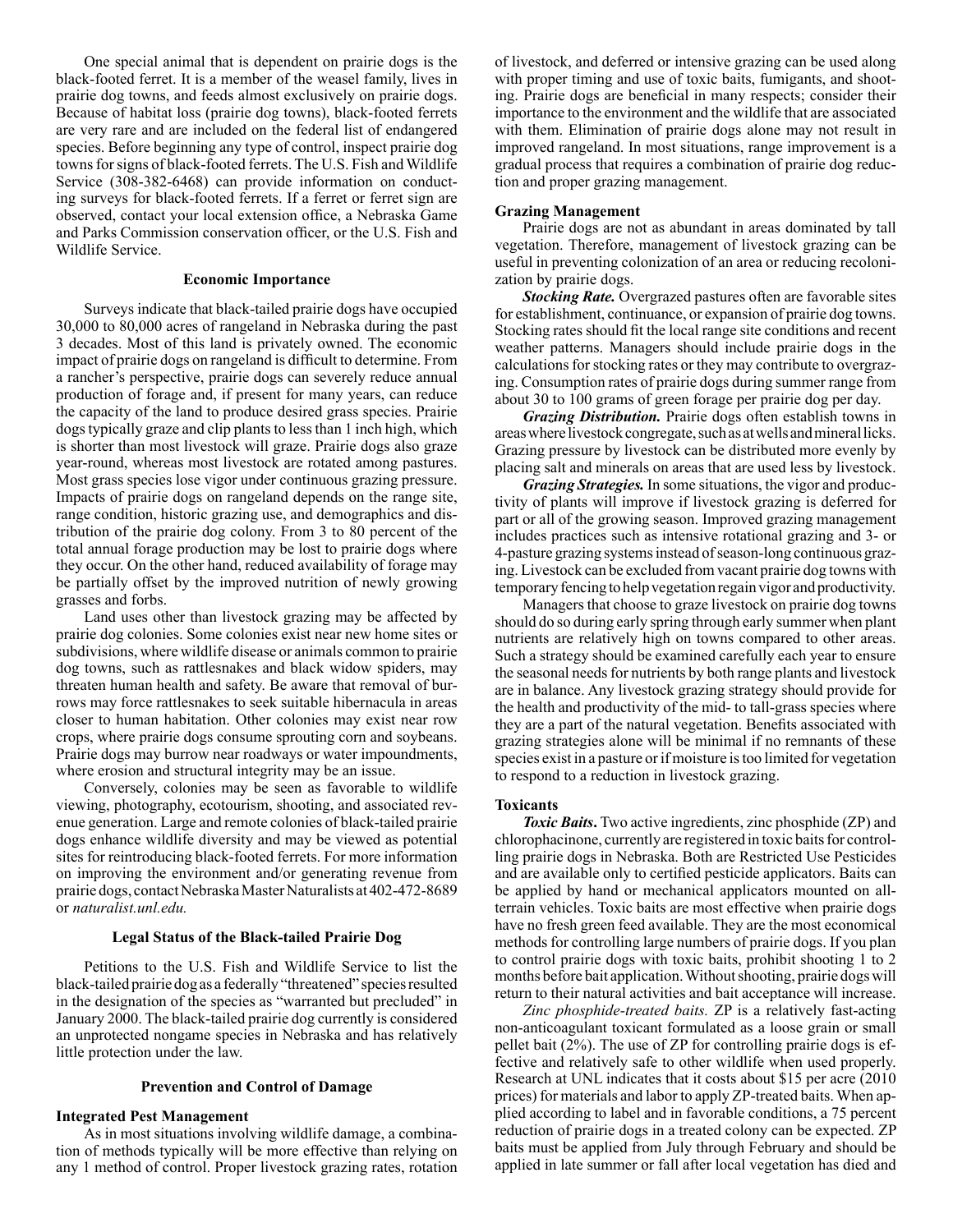One special animal that is dependent on prairie dogs is the black-footed ferret. It is a member of the weasel family, lives in prairie dog towns, and feeds almost exclusively on prairie dogs. Because of habitat loss (prairie dog towns), black-footed ferrets are very rare and are included on the federal list of endangered species. Before beginning any type of control, inspect prairie dog towns for signs of black-footed ferrets. The U.S. Fish and Wildlife Service (308-382-6468) can provide information on conducting surveys for black-footed ferrets. If a ferret or ferret sign are observed, contact your local extension office, a Nebraska Game and Parks Commission conservation officer, or the U.S. Fish and Wildlife Service.

## Economic Importance

Surveys indicate that black-tailed prairie dogs have occupied 30,000 to 80,000 acres of rangeland in Nebraska during the past 3 decades. Most of this land is privately owned. The economic impact of prairie dogs on rangeland is difficult to determine. From a rancher's perspective, prairie dogs can severely reduce annual production of forage and, if present for many years, can reduce the capacity of the land to produce desired grass species. Prairie dogs typically graze and clip plants to less than 1 inch high, which is shorter than most livestock will graze. Prairie dogs also graze year-round, whereas most livestock are rotated among pastures. Most grass species lose vigor under continuous grazing pressure. Impacts of prairie dogs on rangeland depends on the range site, range condition, historic grazing use, and demographics and distribution of the prairie dog colony. From 3 to 80 percent of the total annual forage production may be lost to prairie dogs where they occur. On the other hand, reduced availability of forage may be partially offset by the improved nutrition of newly growing grasses and forbs.

Land uses other than livestock grazing may be affected by prairie dog colonies. Some colonies exist near new home sites or subdivisions, where wildlife disease or animals common to prairie dog towns, such as rattlesnakes and black widow spiders, may threaten human health and safety. Be aware that removal of burrows may force rattlesnakes to seek suitable hibernacula in areas closer to human habitation. Other colonies may exist near row crops, where prairie dogs consume sprouting corn and soybeans. Prairie dogs may burrow near roadways or water impoundments, where erosion and structural integrity may be an issue.

Conversely, colonies may be seen as favorable to wildlife viewing, photography, ecotourism, shooting, and associated revenue generation. Large and remote colonies of black-tailed prairie dogs enhance wildlife diversity and may be viewed as potential sites for reintroducing black-footed ferrets. For more information on improving the environment and/or generating revenue from prairie dogs, contact Nebraska Master Naturalists at 402-472-8689 or *naturalist.unl.edu.*

## Legal Status of the Black-tailed Prairie Dog

Petitions to the U.S. Fish and Wildlife Service to list the black-tailed prairie dog as a federally "threatened" species resulted in the designation of the species as "warranted but precluded" in January 2000. The black-tailed prairie dog currently is considered an unprotected nongame species in Nebraska and has relatively little protection under the law.

## Prevention and Control of Damage

### Integrated Pest Management

As in most situations involving wildlife damage, a combination of methods typically will be more effective than relying on any 1 method of control. Proper livestock grazing rates, rotation of livestock, and deferred or intensive grazing can be used along with proper timing and use of toxic baits, fumigants, and shooting. Prairie dogs are beneficial in many respects; consider their importance to the environment and the wildlife that are associated with them. Elimination of prairie dogs alone may not result in improved rangeland. In most situations, range improvement is a gradual process that requires a combination of prairie dog reduction and proper grazing management.

### Grazing Management

Prairie dogs are not as abundant in areas dominated by tall vegetation. Therefore, management of livestock grazing can be useful in preventing colonization of an area or reducing recolonization by prairie dogs.

***Stocking Rate.*** Overgrazed pastures often are favorable sites for establishment, continuance, or expansion of prairie dog towns. Stocking rates should fit the local range site conditions and recent weather patterns. Managers should include prairie dogs in the calculations for stocking rates or they may contribute to overgrazing. Consumption rates of prairie dogs during summer range from about 30 to 100 grams of green forage per prairie dog per day.

***Grazing Distribution.*** Prairie dogs often establish towns in areas where livestock congregate, such as at wells and mineral licks. Grazing pressure by livestock can be distributed more evenly by placing salt and minerals on areas that are used less by livestock.

***Grazing Strategies.*** In some situations, the vigor and productivity of plants will improve if livestock grazing is deferred for part or all of the growing season. Improved grazing management includes practices such as intensive rotational grazing and 3- or 4-pasture grazing systems instead of season-long continuous grazing. Livestock can be excluded from vacant prairie dog towns with temporary fencing to help vegetation regain vigor and productivity.

Managers that choose to graze livestock on prairie dog towns should do so during early spring through early summer when plant nutrients are relatively high on towns compared to other areas. Such a strategy should be examined carefully each year to ensure the seasonal needs for nutrients by both range plants and livestock are in balance. Any livestock grazing strategy should provide for the health and productivity of the mid- to tall-grass species where they are a part of the natural vegetation. Benefits associated with grazing strategies alone will be minimal if no remnants of these species exist in a pasture or if moisture is too limited for vegetation to respond to a reduction in livestock grazing.

### Toxicants

***Toxic Baits***. Two active ingredients, zinc phosphide (ZP) and chlorophacinone, currently are registered in toxic baits for controlling prairie dogs in Nebraska. Both are Restricted Use Pesticides and are available only to certified pesticide applicators. Baits can be applied by hand or mechanical applicators mounted on all-terrain vehicles. Toxic baits are most effective when prairie dogs have no fresh green feed available. They are the most economical methods for controlling large numbers of prairie dogs. If you plan to control prairie dogs with toxic baits, prohibit shooting 1 to 2 months before bait application. Without shooting, prairie dogs will return to their natural activities and bait acceptance will increase.

*Zinc phosphide-treated baits.* ZP is a relatively fast-acting non-anticoagulant toxicant formulated as a loose grain or small pellet bait (2%). The use of ZP for controlling prairie dogs is effective and relatively safe to other wildlife when used properly. Research at UNL indicates that it costs about $15 per acre (2010 prices) for materials and labor to apply ZP-treated baits. When applied according to label and in favorable conditions, a 75 percent reduction of prairie dogs in a treated colony can be expected. ZP baits must be applied from July through February and should be applied in late summer or fall after local vegetation has died and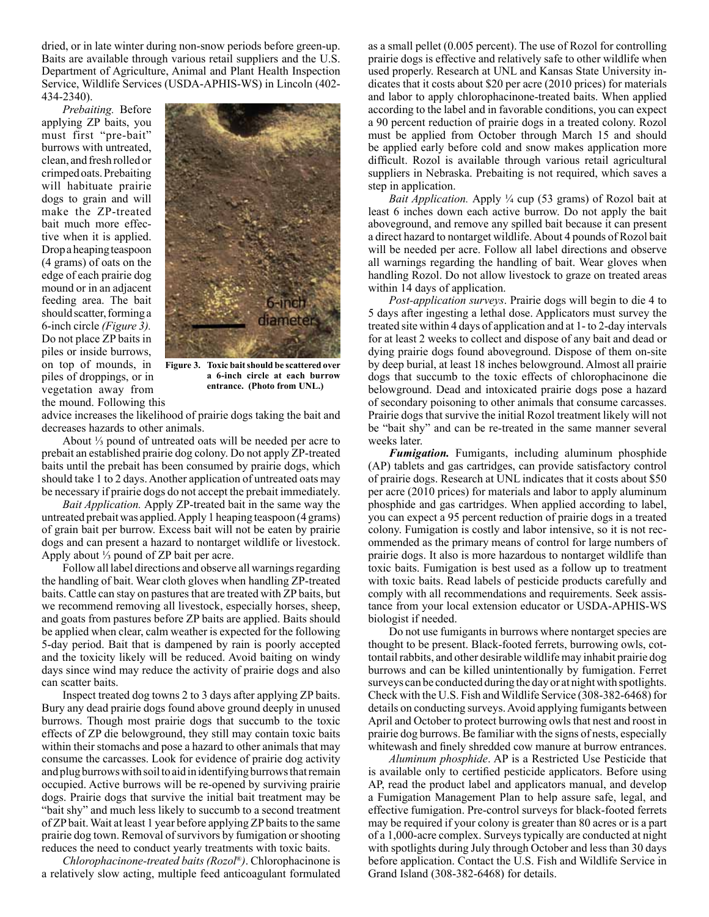dried, or in late winter during non-snow periods before green-up. Baits are available through various retail suppliers and the U.S. Department of Agriculture, Animal and Plant Health Inspection Service, Wildlife Services (USDA-APHIS-WS) in Lincoln (402-434-2340).

*Prebaiting.* Before applying ZP baits, you must first "pre-bait" burrows with untreated, clean, and fresh rolled or crimped oats. Prebaiting will habituate prairie dogs to grain and will make the ZP-treated bait much more effective when it is applied. Drop a heaping teaspoon (4 grams) of oats on the edge of each prairie dog mound or in an adjacent feeding area. The bait should scatter, forming a 6-inch circle *(Figure 3).* Do not place ZP baits in piles or inside burrows, on top of mounds, in piles of droppings, or in vegetation away from the mound. Following this advice increases the likelihood of prairie dogs taking the bait and decreases hazards to other animals.

**Figure 3. Toxic bait should be scattered over a 6-inch circle at each burrow entrance. (Photo from UNL.)**

About ⅓ pound of untreated oats will be needed per acre to prebait an established prairie dog colony. Do not apply ZP-treated baits until the prebait has been consumed by prairie dogs, which should take 1 to 2 days. Another application of untreated oats may be necessary if prairie dogs do not accept the prebait immediately.

*Bait Application.* Apply ZP-treated bait in the same way the untreated prebait was applied. Apply 1 heaping teaspoon (4 grams) of grain bait per burrow. Excess bait will not be eaten by prairie dogs and can present a hazard to nontarget wildlife or livestock. Apply about ⅓ pound of ZP bait per acre.

Follow all label directions and observe all warnings regarding the handling of bait. Wear cloth gloves when handling ZP-treated baits. Cattle can stay on pastures that are treated with ZP baits, but we recommend removing all livestock, especially horses, sheep, and goats from pastures before ZP baits are applied. Baits should be applied when clear, calm weather is expected for the following 5-day period. Bait that is dampened by rain is poorly accepted and the toxicity likely will be reduced. Avoid baiting on windy days since wind may reduce the activity of prairie dogs and also can scatter baits.

Inspect treated dog towns 2 to 3 days after applying ZP baits. Bury any dead prairie dogs found above ground deeply in unused burrows. Though most prairie dogs that succumb to the toxic effects of ZP die belowground, they still may contain toxic baits within their stomachs and pose a hazard to other animals that may consume the carcasses. Look for evidence of prairie dog activity and plug burrows with soil to aid in identifying burrows that remain occupied. Active burrows will be re-opened by surviving prairie dogs. Prairie dogs that survive the initial bait treatment may be "bait shy" and much less likely to succumb to a second treatment of ZP bait. Wait at least 1 year before applying ZP baits to the same prairie dog town. Removal of survivors by fumigation or shooting reduces the need to conduct yearly treatments with toxic baits.

*Chlorophacinone-treated baits (Rozol®)*. Chlorophacinone is a relatively slow acting, multiple feed anticoagulant formulated as a small pellet (0.005 percent). The use of Rozol for controlling prairie dogs is effective and relatively safe to other wildlife when used properly. Research at UNL and Kansas State University indicates that it costs about $20 per acre (2010 prices) for materials and labor to apply chlorophacinone-treated baits. When applied according to the label and in favorable conditions, you can expect a 90 percent reduction of prairie dogs in a treated colony. Rozol must be applied from October through March 15 and should be applied early before cold and snow makes application more difficult. Rozol is available through various retail agricultural suppliers in Nebraska. Prebaiting is not required, which saves a step in application.

*Bait Application.* Apply ¼ cup (53 grams) of Rozol bait at least 6 inches down each active burrow. Do not apply the bait aboveground, and remove any spilled bait because it can present a direct hazard to nontarget wildlife. About 4 pounds of Rozol bait will be needed per acre. Follow all label directions and observe all warnings regarding the handling of bait. Wear gloves when handling Rozol. Do not allow livestock to graze on treated areas within 14 days of application.

*Post-application surveys*. Prairie dogs will begin to die 4 to 5 days after ingesting a lethal dose. Applicators must survey the treated site within 4 days of application and at 1- to 2-day intervals for at least 2 weeks to collect and dispose of any bait and dead or dying prairie dogs found aboveground. Dispose of them on-site by deep burial, at least 18 inches belowground. Almost all prairie dogs that succumb to the toxic effects of chlorophacinone die belowground. Dead and intoxicated prairie dogs pose a hazard of secondary poisoning to other animals that consume carcasses. Prairie dogs that survive the initial Rozol treatment likely will not be "bait shy" and can be re-treated in the same manner several weeks later.

***Fumigation.*** Fumigants, including aluminum phosphide (AP) tablets and gas cartridges, can provide satisfactory control of prairie dogs. Research at UNL indicates that it costs about $50 per acre (2010 prices) for materials and labor to apply aluminum phosphide and gas cartridges. When applied according to label, you can expect a 95 percent reduction of prairie dogs in a treated colony. Fumigation is costly and labor intensive, so it is not recommended as the primary means of control for large numbers of prairie dogs. It also is more hazardous to nontarget wildlife than toxic baits. Fumigation is best used as a follow up to treatment with toxic baits. Read labels of pesticide products carefully and comply with all recommendations and requirements. Seek assistance from your local extension educator or USDA-APHIS-WS biologist if needed.

Do not use fumigants in burrows where nontarget species are thought to be present. Black-footed ferrets, burrowing owls, cottontail rabbits, and other desirable wildlife may inhabit prairie dog burrows and can be killed unintentionally by fumigation. Ferret surveys can be conducted during the day or at night with spotlights. Check with the U.S. Fish and Wildlife Service (308-382-6468) for details on conducting surveys. Avoid applying fumigants between April and October to protect burrowing owls that nest and roost in prairie dog burrows. Be familiar with the signs of nests, especially whitewash and finely shredded cow manure at burrow entrances.

*Aluminum phosphide*. AP is a Restricted Use Pesticide that is available only to certified pesticide applicators. Before using AP, read the product label and applicators manual, and develop a Fumigation Management Plan to help assure safe, legal, and effective fumigation. Pre-control surveys for black-footed ferrets may be required if your colony is greater than 80 acres or is a part of a 1,000-acre complex. Surveys typically are conducted at night with spotlights during July through October and less than 30 days before application. Contact the U.S. Fish and Wildlife Service in Grand Island (308-382-6468) for details.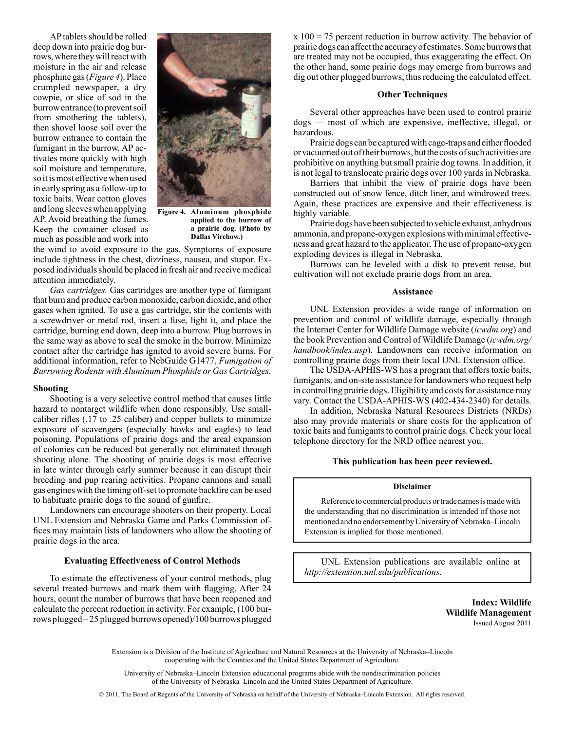AP tablets should be rolled deep down into prairie dog burrows, where they will react with moisture in the air and release phosphine gas (*Figure 4*). Place crumpled newspaper, a dry cowpie, or slice of sod in the burrow entrance (to prevent soil from smothering the tablets), then shovel loose soil over the burrow entrance to contain the fumigant in the burrow. AP activates more quickly with high soil moisture and temperature, so it is most effective when used in early spring as a follow-up to toxic baits. Wear cotton gloves and long sleeves when applying AP. Avoid breathing the fumes. Keep the container closed as much as possible and work into the wind to avoid exposure to the gas. Symptoms of exposure include tightness in the chest, dizziness, nausea, and stupor. Exposed individuals should be placed in fresh air and receive medical attention immediately.

**Figure 4. Aluminum phosphide applied to the burrow of a prairie dog. (Photo by Dallas Virchow.)**

*Gas cartridges.* Gas cartridges are another type of fumigant that burn and produce carbon monoxide, carbon dioxide, and other gases when ignited. To use a gas cartridge, stir the contents with a screwdriver or metal rod, insert a fuse, light it, and place the cartridge, burning end down, deep into a burrow. Plug burrows in the same way as above to seal the smoke in the burrow. Minimize contact after the cartridge has ignited to avoid severe burns. For additional information, refer to NebGuide G1477, *Fumigation of Burrowing Rodents with Aluminum Phosphide or Gas Cartridges.*

**Shooting**

Shooting is a very selective control method that causes little hazard to nontarget wildlife when done responsibly. Use small-caliber rifles (.17 to .25 caliber) and copper bullets to minimize exposure of scavengers (especially hawks and eagles) to lead poisoning. Populations of prairie dogs and the areal expansion of colonies can be reduced but generally not eliminated through shooting alone. The shooting of prairie dogs is most effective in late winter through early summer because it can disrupt their breeding and pup rearing activities. Propane cannons and small gas engines with the timing off-set to promote backfire can be used to habituate prairie dogs to the sound of gunfire.

Landowners can encourage shooters on their property. Local UNL Extension and Nebraska Game and Parks Commission offices may maintain lists of landowners who allow the shooting of prairie dogs in the area.

### Evaluating Effectiveness of Control Methods

To estimate the effectiveness of your control methods, plug several treated burrows and mark them with flagging. After 24 hours, count the number of burrows that have been reopened and calculate the percent reduction in activity. For example, (100 burrows plugged – 25 plugged burrows opened)/100 burrows plugged x 100 = 75 percent reduction in burrow activity. The behavior of prairie dogs can affect the accuracy of estimates. Some burrows that are treated may not be occupied, thus exaggerating the effect. On the other hand, some prairie dogs may emerge from burrows and dig out other plugged burrows, thus reducing the calculated effect.

### Other Techniques

Several other approaches have been used to control prairie dogs — most of which are expensive, ineffective, illegal, or hazardous.

Prairie dogs can be captured with cage-traps and either flooded or vacuumed out of their burrows, but the costs of such activities are prohibitive on anything but small prairie dog towns. In addition, it is not legal to translocate prairie dogs over 100 yards in Nebraska.

Barriers that inhibit the view of prairie dogs have been constructed out of snow fence, ditch liner, and windrowed trees. Again, these practices are expensive and their effectiveness is highly variable.

Prairie dogs have been subjected to vehicle exhaust, anhydrous ammonia, and propane-oxygen explosions with minimal effectiveness and great hazard to the applicator. The use of propane-oxygen exploding devices is illegal in Nebraska.

Burrows can be leveled with a disk to prevent reuse, but cultivation will not exclude prairie dogs from an area.

### Assistance

UNL Extension provides a wide range of information on prevention and control of wildlife damage, especially through the Internet Center for Wildlife Damage website (*icwdm.org*) and the book Prevention and Control of Wildlife Damage (*icwdm.org/handbook/index.asp*). Landowners can receive information on controlling prairie dogs from their local UNL Extension office.

The USDA-APHIS-WS has a program that offers toxic baits, fumigants, and on-site assistance for landowners who request help in controlling prairie dogs. Eligibility and costs for assistance may vary. Contact the USDA-APHIS-WS (402-434-2340) for details.

In addition, Nebraska Natural Resources Districts (NRDs) also may provide materials or share costs for the application of toxic baits and fumigants to control prairie dogs. Check your local telephone directory for the NRD office nearest you.

**This publication has been peer reviewed.**

**Disclaimer**

Reference to commercial products or trade names is made with the understanding that no discrimination is intended of those not mentioned and no endorsement by University of Nebraska–Lincoln Extension is implied for those mentioned.

UNL Extension publications are available online at *http://extension.unl.edu/publications*.

**Index: Wildlife**
**Wildlife Management**
Issued August 2011

Extension is a Division of the Institute of Agriculture and Natural Resources at the University of Nebraska–Lincoln cooperating with the Counties and the United States Department of Agriculture.

University of Nebraska–Lincoln Extension educational programs abide with the nondiscrimination policies of the University of Nebraska–Lincoln and the United States Department of Agriculture.

© 2011, The Board of Regents of the University of Nebraska on behalf of the University of Nebraska–Lincoln Extension. All rights reserved.